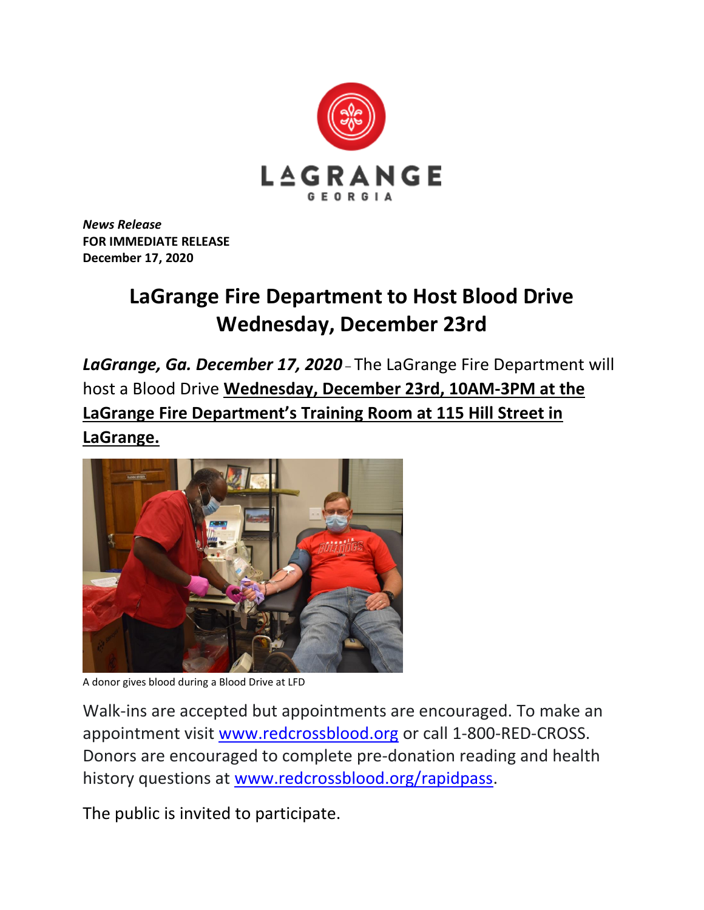LAGRANGE
GEORGIA

***News Release***
**FOR IMMEDIATE RELEASE**
**December 17, 2020**

# LaGrange Fire Department to Host Blood Drive Wednesday, December 23rd

***LaGrange, Ga. December 17, 2020*** – The LaGrange Fire Department will host a Blood Drive **Wednesday, December 23rd, 10AM-3PM at the LaGrange Fire Department's Training Room at 115 Hill Street in LaGrange.**

A donor gives blood during a Blood Drive at LFD

Walk-ins are accepted but appointments are encouraged. To make an appointment visit www.redcrossblood.org or call 1-800-RED-CROSS. Donors are encouraged to complete pre-donation reading and health history questions at www.redcrossblood.org/rapidpass.

The public is invited to participate.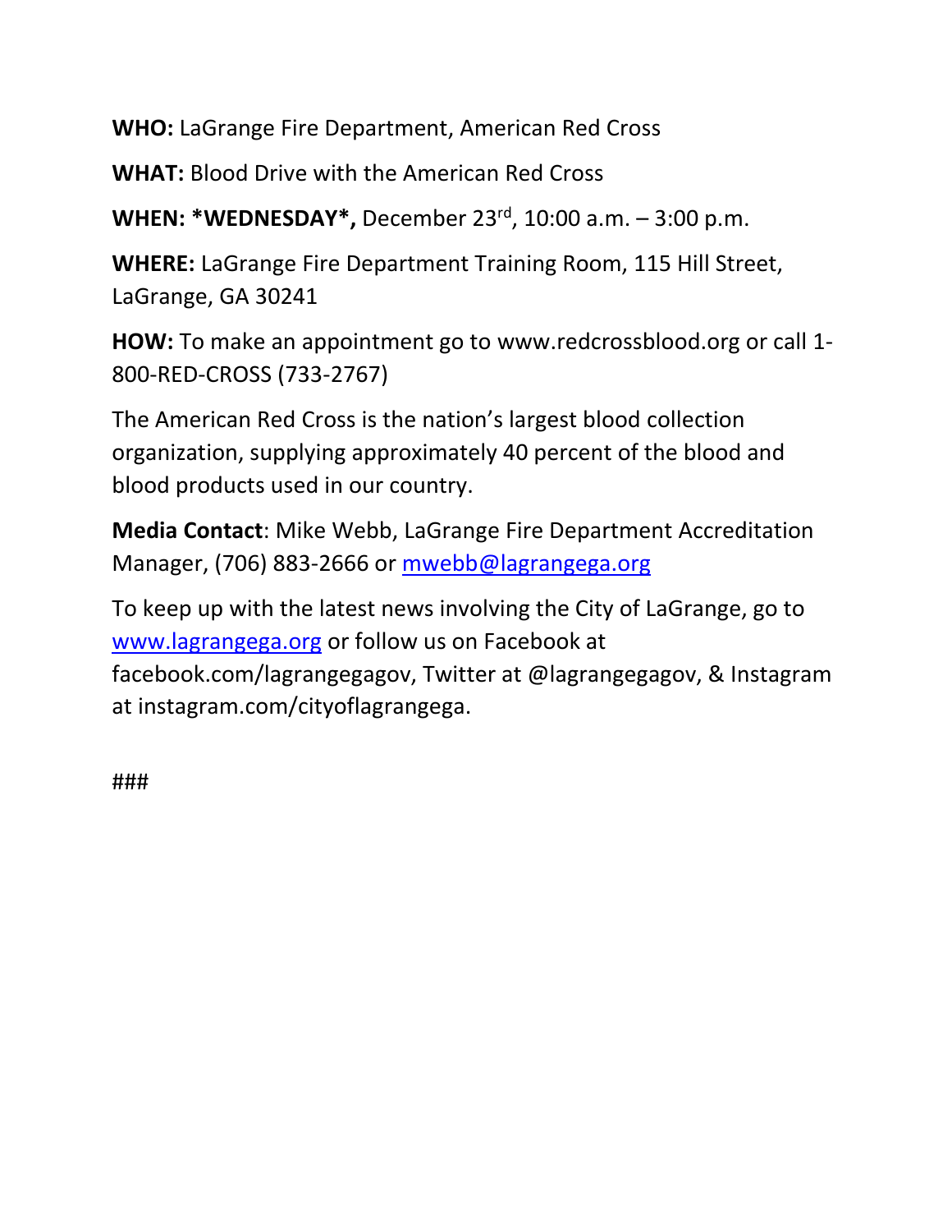**WHO:** LaGrange Fire Department, American Red Cross

**WHAT:** Blood Drive with the American Red Cross

**WHEN: *WEDNESDAY*,** December 23rd, 10:00 a.m. – 3:00 p.m.

**WHERE:** LaGrange Fire Department Training Room, 115 Hill Street, LaGrange, GA 30241

**HOW:** To make an appointment go to www.redcrossblood.org or call 1-800-RED-CROSS (733-2767)

The American Red Cross is the nation's largest blood collection organization, supplying approximately 40 percent of the blood and blood products used in our country.

**Media Contact**: Mike Webb, LaGrange Fire Department Accreditation Manager, (706) 883-2666 or mwebb@lagrangega.org

To keep up with the latest news involving the City of LaGrange, go to www.lagrangega.org or follow us on Facebook at facebook.com/lagrangegagov, Twitter at @lagrangegagov, & Instagram at instagram.com/cityoflagrangega.

###